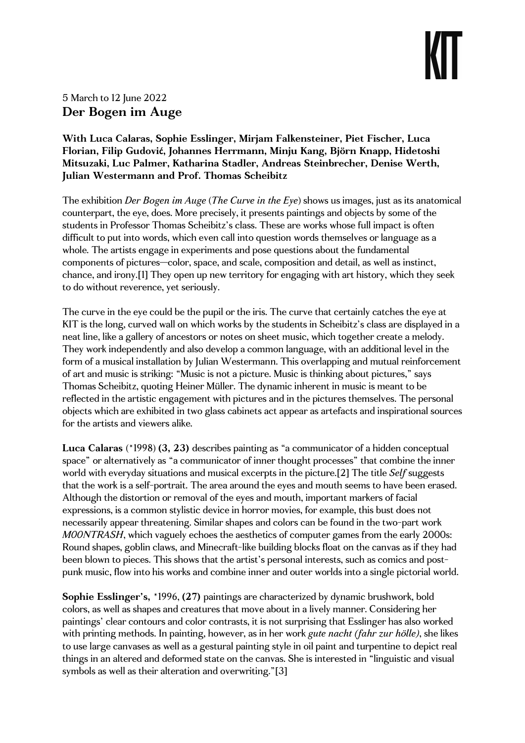5 March to 12 June 2022

# Der Bogen im Auge

**With Luca Calaras, Sophie Esslinger, Mirjam Falkensteiner, Piet Fischer, Luca Florian, Filip Gudović, Johannes Herrmann, Minju Kang, Björn Knapp, Hidetoshi Mitsuzaki, Luc Palmer, Katharina Stadler, Andreas Steinbrecher, Denise Werth, Julian Westermann and Prof. Thomas Scheibitz**

The exhibition *Der Bogen im Auge* (*The Curve in the Eye*) shows us images, just as its anatomical counterpart, the eye, does. More precisely, it presents paintings and objects by some of the students in Professor Thomas Scheibitz's class. These are works whose full impact is often difficult to put into words, which even call into question words themselves or language as a whole. The artists engage in experiments and pose questions about the fundamental components of pictures—color, space, and scale, composition and detail, as well as instinct, chance, and irony.[1] They open up new territory for engaging with art history, which they seek to do without reverence, yet seriously.

The curve in the eye could be the pupil or the iris. The curve that certainly catches the eye at KIT is the long, curved wall on which works by the students in Scheibitz's class are displayed in a neat line, like a gallery of ancestors or notes on sheet music, which together create a melody. They work independently and also develop a common language, with an additional level in the form of a musical installation by Julian Westermann. This overlapping and mutual reinforcement of art and music is striking: "Music is not a picture. Music is thinking about pictures," says Thomas Scheibitz, quoting Heiner Müller. The dynamic inherent in music is meant to be reflected in the artistic engagement with pictures and in the pictures themselves. The personal objects which are exhibited in two glass cabinets act appear as artefacts and inspirational sources for the artists and viewers alike.

**Luca Calaras** (*1998) **(3, 23)** describes painting as "a communicator of a hidden conceptual space" or alternatively as "a communicator of inner thought processes" that combine the inner world with everyday situations and musical excerpts in the picture.[2] The title *Self* suggests that the work is a self-portrait. The area around the eyes and mouth seems to have been erased. Although the distortion or removal of the eyes and mouth, important markers of facial expressions, is a common stylistic device in horror movies, for example, this bust does not necessarily appear threatening. Similar shapes and colors can be found in the two-part work *M00NTRASH*, which vaguely echoes the aesthetics of computer games from the early 2000s: Round shapes, goblin claws, and Minecraft-like building blocks float on the canvas as if they had been blown to pieces. This shows that the artist's personal interests, such as comics and post-punk music, flow into his works and combine inner and outer worlds into a single pictorial world.

**Sophie Esslinger's,** *1996, **(27)** paintings are characterized by dynamic brushwork, bold colors, as well as shapes and creatures that move about in a lively manner. Considering her paintings' clear contours and color contrasts, it is not surprising that Esslinger has also worked with printing methods. In painting, however, as in her work *gute nacht (fahr zur hölle)*, she likes to use large canvases as well as a gestural painting style in oil paint and turpentine to depict real things in an altered and deformed state on the canvas. She is interested in "linguistic and visual symbols as well as their alteration and overwriting."[3]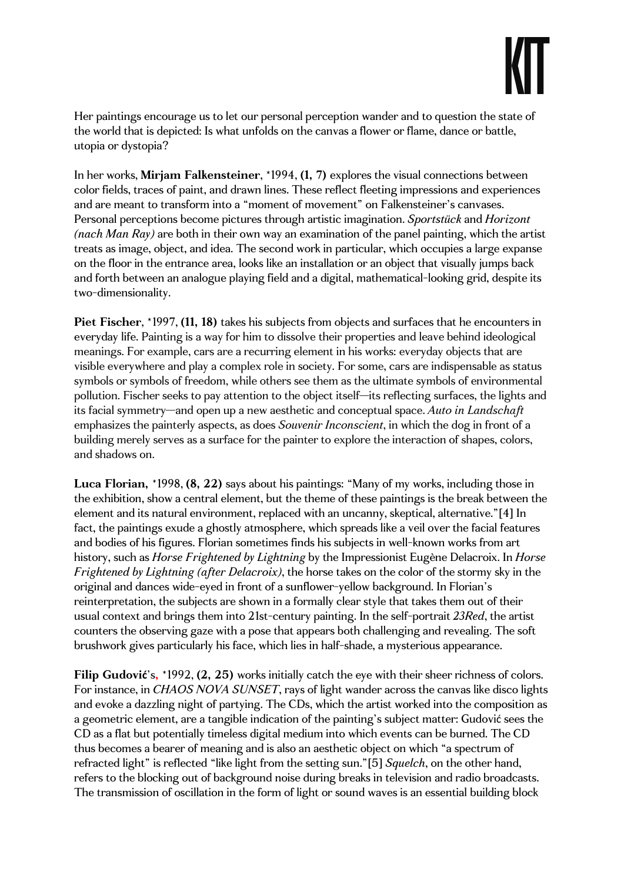Her paintings encourage us to let our personal perception wander and to question the state of the world that is depicted: Is what unfolds on the canvas a flower or flame, dance or battle, utopia or dystopia?

In her works, **Mirjam Falkensteiner**, *1994, **(1, 7)** explores the visual connections between color fields, traces of paint, and drawn lines. These reflect fleeting impressions and experiences and are meant to transform into a "moment of movement" on Falkensteiner's canvases. Personal perceptions become pictures through artistic imagination. *Sportstück* and *Horizont (nach Man Ray)* are both in their own way an examination of the panel painting, which the artist treats as image, object, and idea. The second work in particular, which occupies a large expanse on the floor in the entrance area, looks like an installation or an object that visually jumps back and forth between an analogue playing field and a digital, mathematical-looking grid, despite its two-dimensionality.

**Piet Fischer**, *1997, **(11, 18)** takes his subjects from objects and surfaces that he encounters in everyday life. Painting is a way for him to dissolve their properties and leave behind ideological meanings. For example, cars are a recurring element in his works: everyday objects that are visible everywhere and play a complex role in society. For some, cars are indispensable as status symbols or symbols of freedom, while others see them as the ultimate symbols of environmental pollution. Fischer seeks to pay attention to the object itself—its reflecting surfaces, the lights and its facial symmetry—and open up a new aesthetic and conceptual space. *Auto in Landschaft* emphasizes the painterly aspects, as does *Souvenir Inconscient*, in which the dog in front of a building merely serves as a surface for the painter to explore the interaction of shapes, colors, and shadows on.

**Luca Florian,** *1998, **(8, 22)** says about his paintings: "Many of my works, including those in the exhibition, show a central element, but the theme of these paintings is the break between the element and its natural environment, replaced with an uncanny, skeptical, alternative."[4] In fact, the paintings exude a ghostly atmosphere, which spreads like a veil over the facial features and bodies of his figures. Florian sometimes finds his subjects in well-known works from art history, such as *Horse Frightened by Lightning* by the Impressionist Eugène Delacroix. In *Horse Frightened by Lightning (after Delacroix)*, the horse takes on the color of the stormy sky in the original and dances wide-eyed in front of a sunflower-yellow background. In Florian's reinterpretation, the subjects are shown in a formally clear style that takes them out of their usual context and brings them into 21st-century painting. In the self-portrait *23Red*, the artist counters the observing gaze with a pose that appears both challenging and revealing. The soft brushwork gives particularly his face, which lies in half-shade, a mysterious appearance.

**Filip Gudović**'s, *1992, **(2, 25)** works initially catch the eye with their sheer richness of colors. For instance, in *CHAOS NOVA SUNSET*, rays of light wander across the canvas like disco lights and evoke a dazzling night of partying. The CDs, which the artist worked into the composition as a geometric element, are a tangible indication of the painting's subject matter: Gudović sees the CD as a flat but potentially timeless digital medium into which events can be burned. The CD thus becomes a bearer of meaning and is also an aesthetic object on which "a spectrum of refracted light" is reflected "like light from the setting sun."[5] *Squelch*, on the other hand, refers to the blocking out of background noise during breaks in television and radio broadcasts. The transmission of oscillation in the form of light or sound waves is an essential building block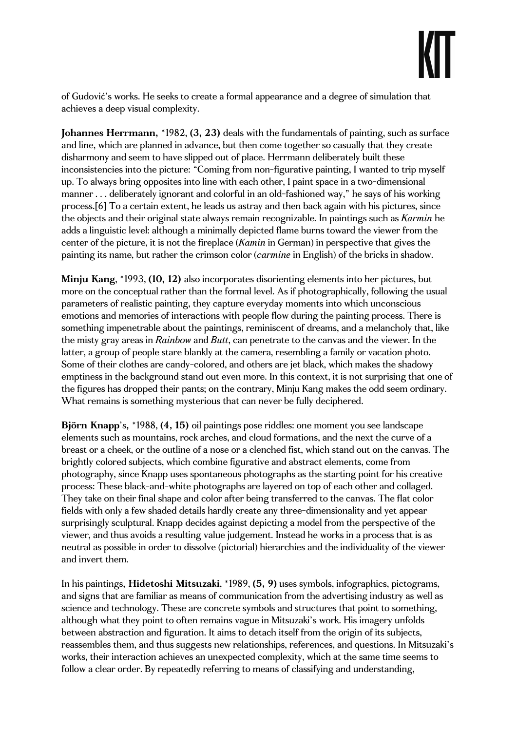of Gudović's works. He seeks to create a formal appearance and a degree of simulation that achieves a deep visual complexity.

**Johannes Herrmann**, *1982, **(3, 23)** deals with the fundamentals of painting, such as surface and line, which are planned in advance, but then come together so casually that they create disharmony and seem to have slipped out of place. Herrmann deliberately built these inconsistencies into the picture: "Coming from non-figurative painting, I wanted to trip myself up. To always bring opposites into line with each other, I paint space in a two-dimensional manner . . . deliberately ignorant and colorful in an old-fashioned way," he says of his working process.[6] To a certain extent, he leads us astray and then back again with his pictures, since the objects and their original state always remain recognizable. In paintings such as *Karmin* he adds a linguistic level: although a minimally depicted flame burns toward the viewer from the center of the picture, it is not the fireplace (*Kamin* in German) in perspective that gives the painting its name, but rather the crimson color (*carmine* in English) of the bricks in shadow.

**Minju Kang**, *1993, **(10, 12)** also incorporates disorienting elements into her pictures, but more on the conceptual rather than the formal level. As if photographically, following the usual parameters of realistic painting, they capture everyday moments into which unconscious emotions and memories of interactions with people flow during the painting process. There is something impenetrable about the paintings, reminiscent of dreams, and a melancholy that, like the misty gray areas in *Rainbow* and *Butt*, can penetrate to the canvas and the viewer. In the latter, a group of people stare blankly at the camera, resembling a family or vacation photo. Some of their clothes are candy-colored, and others are jet black, which makes the shadowy emptiness in the background stand out even more. In this context, it is not surprising that one of the figures has dropped their pants; on the contrary, Minju Kang makes the odd seem ordinary. What remains is something mysterious that can never be fully deciphered.

**Björn Knapp**'s, *1988, **(4, 15)** oil paintings pose riddles: one moment you see landscape elements such as mountains, rock arches, and cloud formations, and the next the curve of a breast or a cheek, or the outline of a nose or a clenched fist, which stand out on the canvas. The brightly colored subjects, which combine figurative and abstract elements, come from photography, since Knapp uses spontaneous photographs as the starting point for his creative process: These black-and-white photographs are layered on top of each other and collaged. They take on their final shape and color after being transferred to the canvas. The flat color fields with only a few shaded details hardly create any three-dimensionality and yet appear surprisingly sculptural. Knapp decides against depicting a model from the perspective of the viewer, and thus avoids a resulting value judgement. Instead he works in a process that is as neutral as possible in order to dissolve (pictorial) hierarchies and the individuality of the viewer and invert them.

In his paintings, **Hidetoshi Mitsuzaki**, *1989, **(5, 9)** uses symbols, infographics, pictograms, and signs that are familiar as means of communication from the advertising industry as well as science and technology. These are concrete symbols and structures that point to something, although what they point to often remains vague in Mitsuzaki's work. His imagery unfolds between abstraction and figuration. It aims to detach itself from the origin of its subjects, reassembles them, and thus suggests new relationships, references, and questions. In Mitsuzaki's works, their interaction achieves an unexpected complexity, which at the same time seems to follow a clear order. By repeatedly referring to means of classifying and understanding,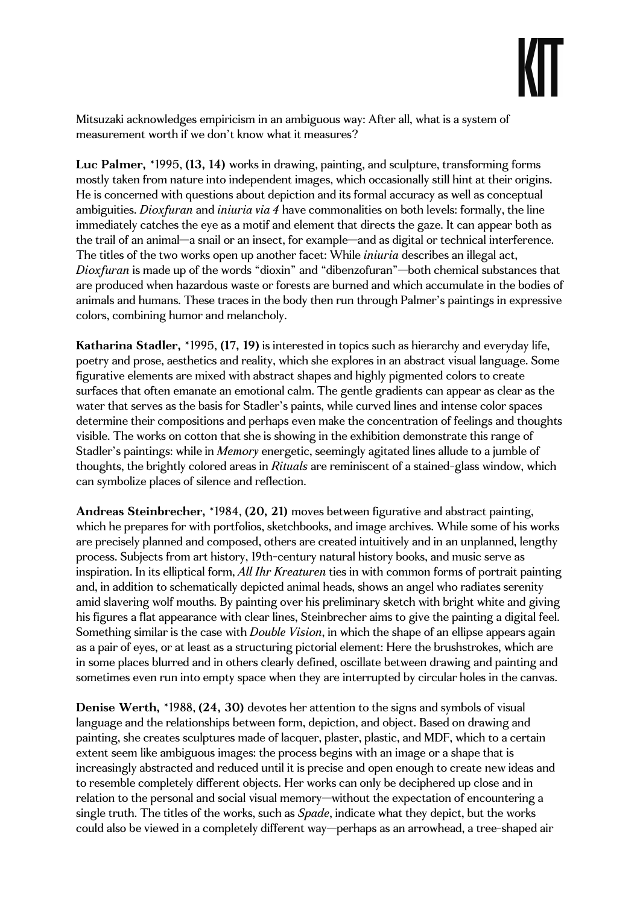Mitsuzaki acknowledges empiricism in an ambiguous way: After all, what is a system of measurement worth if we don't know what it measures?

**Luc Palmer,** *1995, **(13, 14)** works in drawing, painting, and sculpture, transforming forms mostly taken from nature into independent images, which occasionally still hint at their origins. He is concerned with questions about depiction and its formal accuracy as well as conceptual ambiguities. *Dioxfuran* and *iniuria via 4* have commonalities on both levels: formally, the line immediately catches the eye as a motif and element that directs the gaze. It can appear both as the trail of an animal—a snail or an insect, for example—and as digital or technical interference. The titles of the two works open up another facet: While *iniuria* describes an illegal act, *Dioxfuran* is made up of the words "dioxin" and "dibenzofuran"—both chemical substances that are produced when hazardous waste or forests are burned and which accumulate in the bodies of animals and humans. These traces in the body then run through Palmer's paintings in expressive colors, combining humor and melancholy.

**Katharina Stadler,** *1995, **(17, 19)** is interested in topics such as hierarchy and everyday life, poetry and prose, aesthetics and reality, which she explores in an abstract visual language. Some figurative elements are mixed with abstract shapes and highly pigmented colors to create surfaces that often emanate an emotional calm. The gentle gradients can appear as clear as the water that serves as the basis for Stadler's paints, while curved lines and intense color spaces determine their compositions and perhaps even make the concentration of feelings and thoughts visible. The works on cotton that she is showing in the exhibition demonstrate this range of Stadler's paintings: while in *Memory* energetic, seemingly agitated lines allude to a jumble of thoughts, the brightly colored areas in *Rituals* are reminiscent of a stained-glass window, which can symbolize places of silence and reflection.

**Andreas Steinbrecher,** *1984, **(20, 21)** moves between figurative and abstract painting, which he prepares for with portfolios, sketchbooks, and image archives. While some of his works are precisely planned and composed, others are created intuitively and in an unplanned, lengthy process. Subjects from art history, 19th-century natural history books, and music serve as inspiration. In its elliptical form, *All Ihr Kreaturen* ties in with common forms of portrait painting and, in addition to schematically depicted animal heads, shows an angel who radiates serenity amid slavering wolf mouths. By painting over his preliminary sketch with bright white and giving his figures a flat appearance with clear lines, Steinbrecher aims to give the painting a digital feel. Something similar is the case with *Double Vision*, in which the shape of an ellipse appears again as a pair of eyes, or at least as a structuring pictorial element: Here the brushstrokes, which are in some places blurred and in others clearly defined, oscillate between drawing and painting and sometimes even run into empty space when they are interrupted by circular holes in the canvas.

**Denise Werth,** *1988, **(24, 30)** devotes her attention to the signs and symbols of visual language and the relationships between form, depiction, and object. Based on drawing and painting, she creates sculptures made of lacquer, plaster, plastic, and MDF, which to a certain extent seem like ambiguous images: the process begins with an image or a shape that is increasingly abstracted and reduced until it is precise and open enough to create new ideas and to resemble completely different objects. Her works can only be deciphered up close and in relation to the personal and social visual memory—without the expectation of encountering a single truth. The titles of the works, such as *Spade*, indicate what they depict, but the works could also be viewed in a completely different way—perhaps as an arrowhead, a tree-shaped air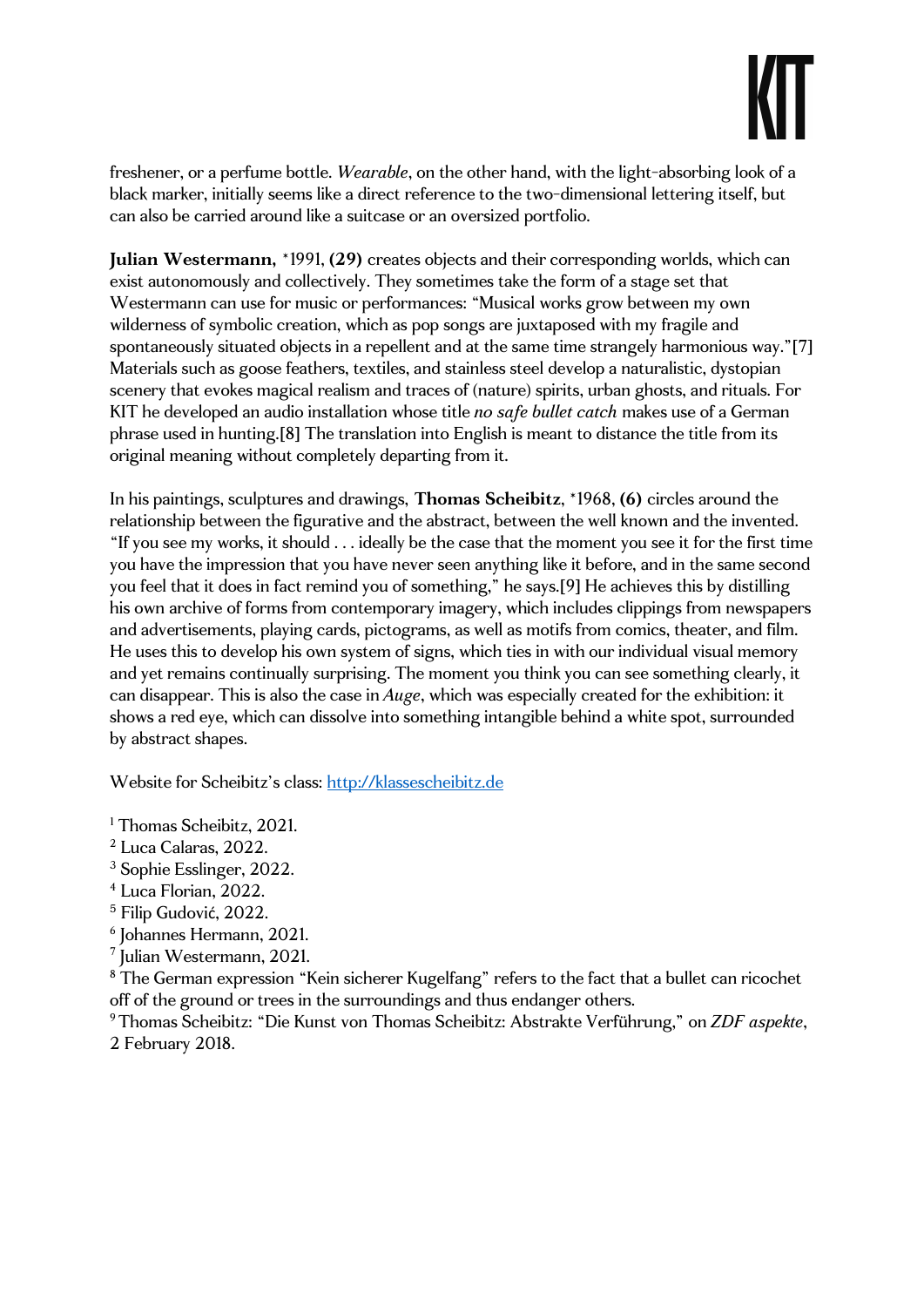freshener, or a perfume bottle. *Wearable*, on the other hand, with the light-absorbing look of a black marker, initially seems like a direct reference to the two-dimensional lettering itself, but can also be carried around like a suitcase or an oversized portfolio.

**Julian Westermann,** *1991, **(29)** creates objects and their corresponding worlds, which can exist autonomously and collectively. They sometimes take the form of a stage set that Westermann can use for music or performances: "Musical works grow between my own wilderness of symbolic creation, which as pop songs are juxtaposed with my fragile and spontaneously situated objects in a repellent and at the same time strangely harmonious way."[7] Materials such as goose feathers, textiles, and stainless steel develop a naturalistic, dystopian scenery that evokes magical realism and traces of (nature) spirits, urban ghosts, and rituals. For KIT he developed an audio installation whose title *no safe bullet catch* makes use of a German phrase used in hunting.[8] The translation into English is meant to distance the title from its original meaning without completely departing from it.

In his paintings, sculptures and drawings, **Thomas Scheibitz**, *1968, **(6)** circles around the relationship between the figurative and the abstract, between the well known and the invented. "If you see my works, it should . . . ideally be the case that the moment you see it for the first time you have the impression that you have never seen anything like it before, and in the same second you feel that it does in fact remind you of something," he says.[9] He achieves this by distilling his own archive of forms from contemporary imagery, which includes clippings from newspapers and advertisements, playing cards, pictograms, as well as motifs from comics, theater, and film. He uses this to develop his own system of signs, which ties in with our individual visual memory and yet remains continually surprising. The moment you think you can see something clearly, it can disappear. This is also the case in *Auge*, which was especially created for the exhibition: it shows a red eye, which can dissolve into something intangible behind a white spot, surrounded by abstract shapes.

Website for Scheibitz's class: [http://klassescheibitz.de](http://klassescheibitz.de)

[1] Thomas Scheibitz, 2021.
[2] Luca Calaras, 2022.
[3] Sophie Esslinger, 2022.
[4] Luca Florian, 2022.
[5] Filip Gudović, 2022.
[6] Johannes Hermann, 2021.
[7] Julian Westermann, 2021.
[8] The German expression "Kein sicherer Kugelfang" refers to the fact that a bullet can ricochet off of the ground or trees in the surroundings and thus endanger others.
[9] Thomas Scheibitz: "Die Kunst von Thomas Scheibitz: Abstrakte Verführung," on *ZDF aspekte*, 2 February 2018.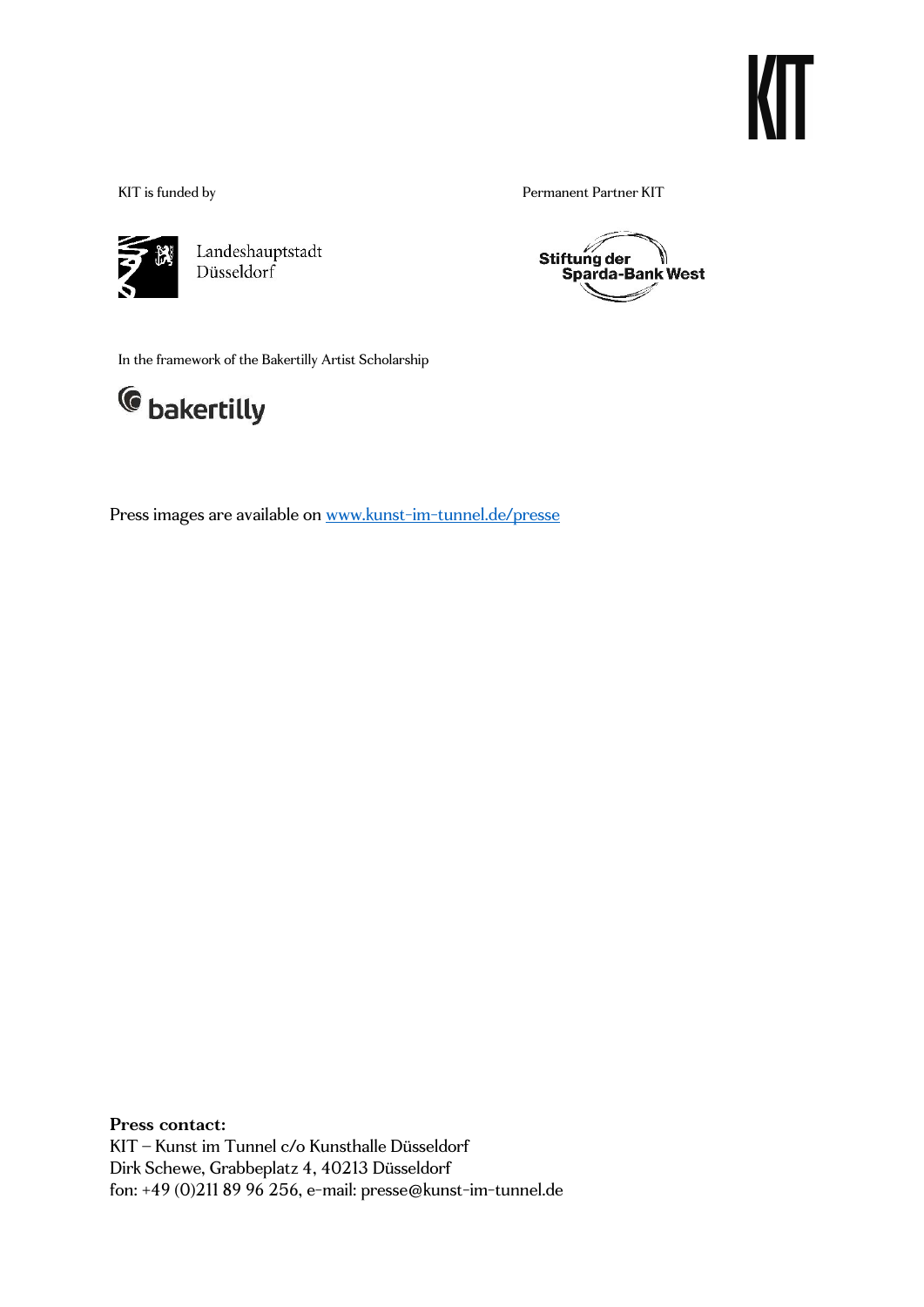KIT is funded by

Landeshauptstadt
Düsseldorf

Permanent Partner KIT

Stiftung der
Sparda-Bank West

In the framework of the Bakertilly Artist Scholarship

bakertilly

Press images are available on [www.kunst-im-tunnel.de/presse](www.kunst-im-tunnel.de/presse)

**Press contact:**
KIT – Kunst im Tunnel c/o Kunsthalle Düsseldorf
Dirk Schewe, Grabbeplatz 4, 40213 Düsseldorf
fon: +49 (0)211 89 96 256, e-mail: presse@kunst-im-tunnel.de